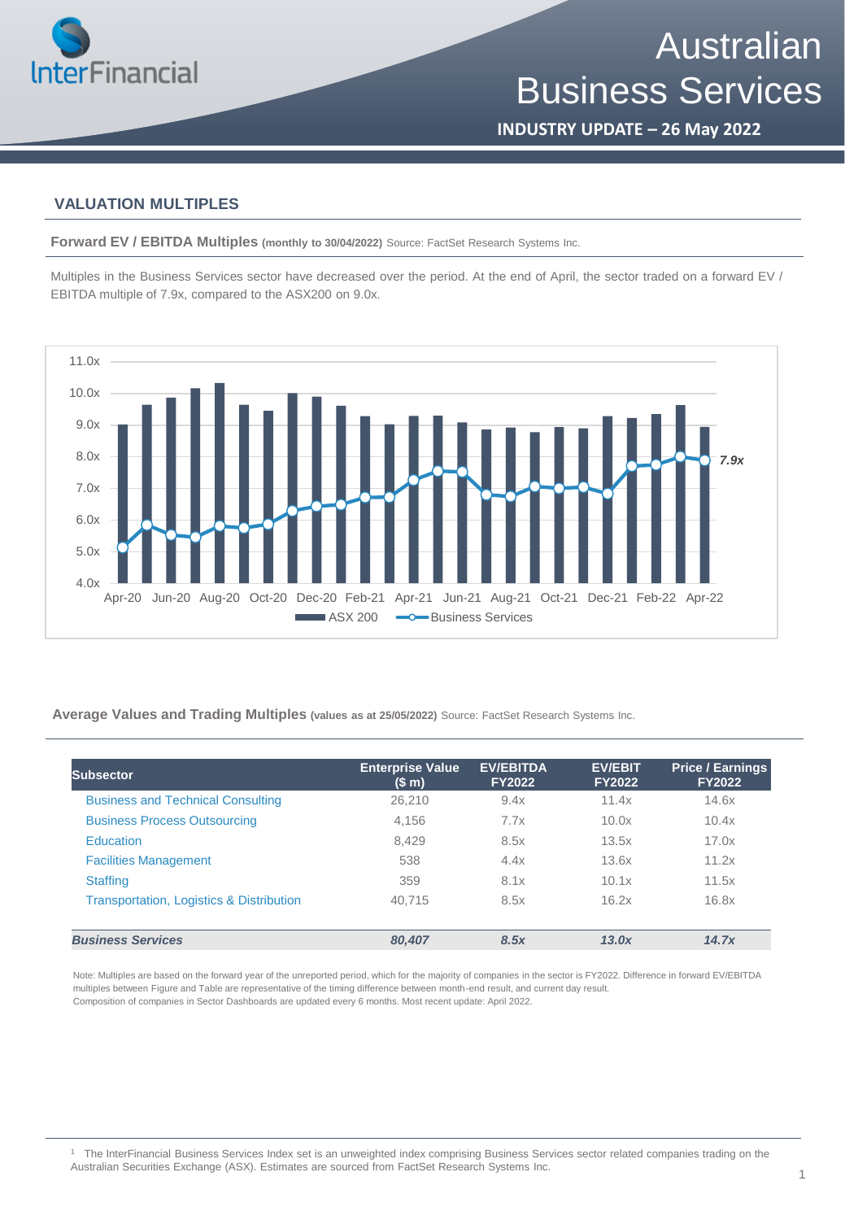# Australian Business Services

**INDUSTRY UPDATE – 26 May 2022**

## VALUATION MULTIPLES

**Forward EV / EBITDA Multiples** **(monthly to 30/04/2022)** Source: FactSet Research Systems Inc.

Multiples in the Business Services sector have decreased over the period. At the end of April, the sector traded on a forward EV / EBITDA multiple of 7.9x, compared to the ASX200 on 9.0x.

**Average Values and Trading Multiples** **(values as at 25/05/2022)** Source: FactSet Research Systems Inc.

| Subsector | Enterprise Value ($ m) | EV/EBITDA FY2022 | EV/EBIT FY2022 | Price / Earnings FY2022 |
|---|---|---|---|---|
| Business and Technical Consulting | 26,210 | 9.4x | 11.4x | 14.6x |
| Business Process Outsourcing | 4,156 | 7.7x | 10.0x | 10.4x |
| Education | 8,429 | 8.5x | 13.5x | 17.0x |
| Facilities Management | 538 | 4.4x | 13.6x | 11.2x |
| Staffing | 359 | 8.1x | 10.1x | 11.5x |
| Transportation, Logistics & Distribution | 40,715 | 8.5x | 16.2x | 16.8x |
| ***Business Services*** | ***80,407*** | ***8.5x*** | ***13.0x*** | ***14.7x*** |

Note: Multiples are based on the forward year of the unreported period, which for the majority of companies in the sector is FY2022. Difference in forward EV/EBITDA multiples between Figure and Table are representative of the timing difference between month-end result, and current day result.
Composition of companies in Sector Dashboards are updated every 6 months. Most recent update: April 2022.

[1] The InterFinancial Business Services Index set is an unweighted index comprising Business Services sector related companies trading on the Australian Securities Exchange (ASX). Estimates are sourced from FactSet Research Systems Inc.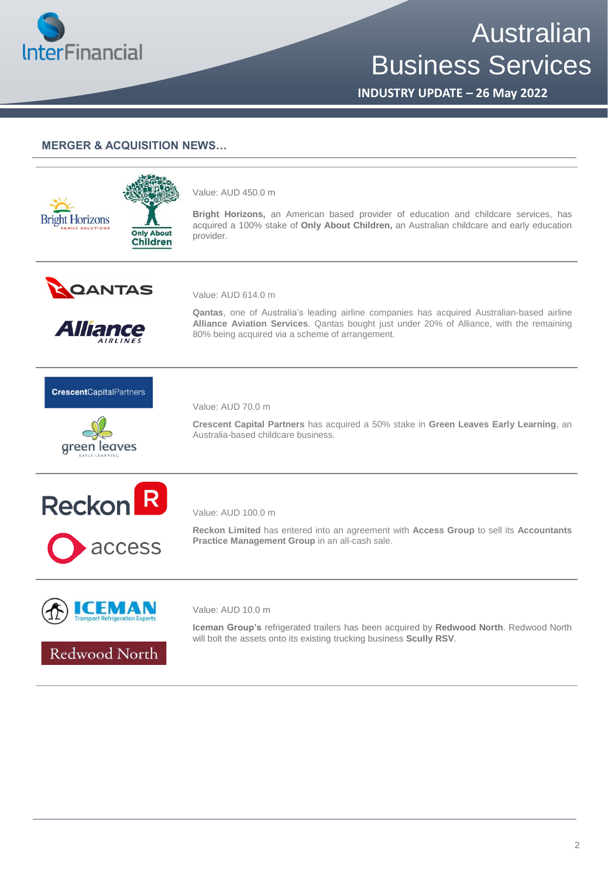## MERGER & ACQUISITION NEWS…

Value: AUD 450.0 m

**Bright Horizons,** an American based provider of education and childcare services, has acquired a 100% stake of **Only About Children,** an Australian childcare and early education provider.

---

Value: AUD 614.0 m

**Qantas**, one of Australia's leading airline companies has acquired Australian-based airline **Alliance Aviation Services**. Qantas bought just under 20% of Alliance, with the remaining 80% being acquired via a scheme of arrangement.

---

Value: AUD 70.0 m

**Crescent Capital Partners** has acquired a 50% stake in **Green Leaves Early Learning**, an Australia-based childcare business.

---

Value: AUD 100.0 m

**Reckon Limited** has entered into an agreement with **Access Group** to sell its **Accountants Practice Management Group** in an all-cash sale.

---

Value: AUD 10.0 m

**Iceman Group's** refrigerated trailers has been acquired by **Redwood North**. Redwood North will bolt the assets onto its existing trucking business **Scully RSV**.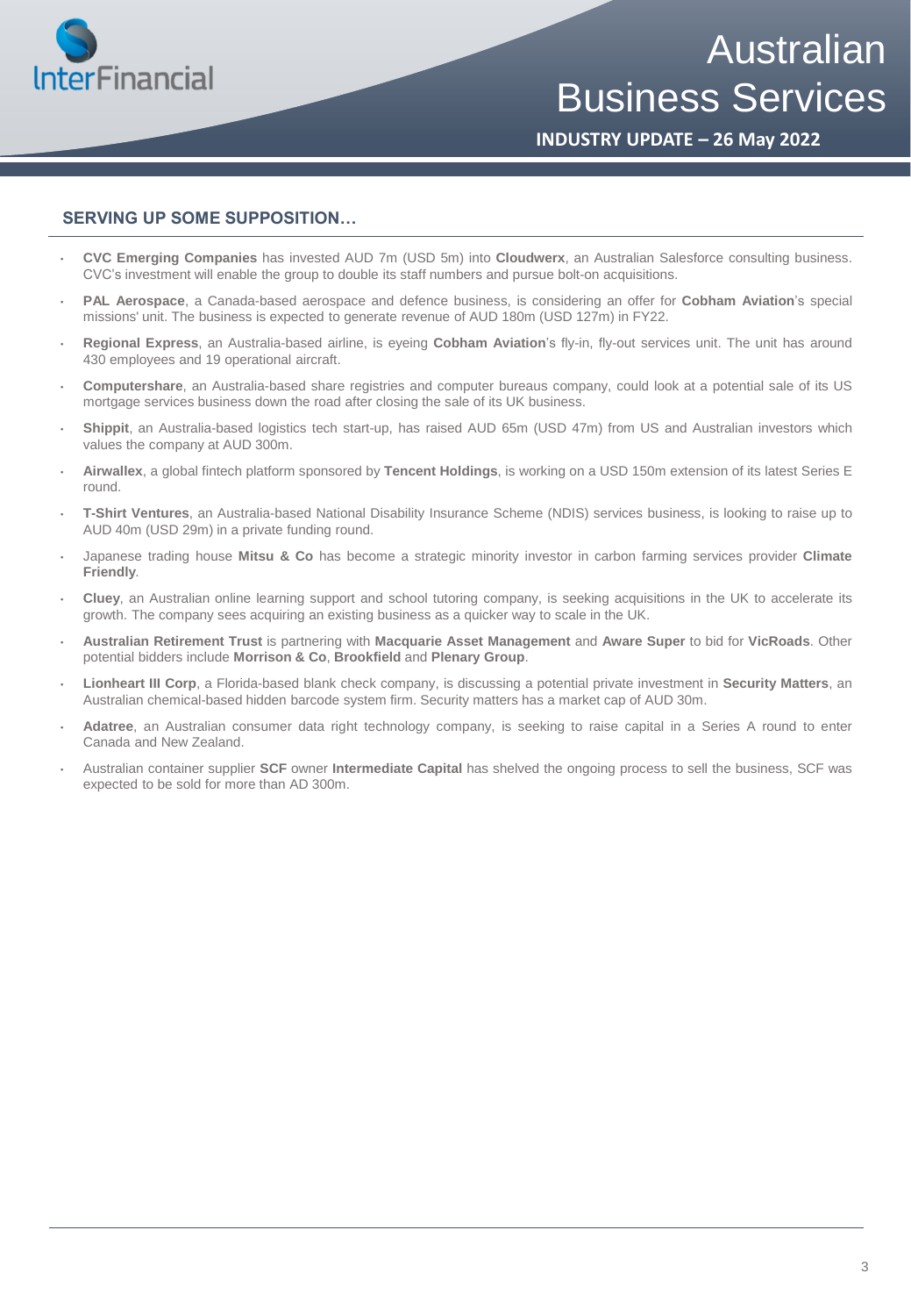## SERVING UP SOME SUPPOSITION…

- **CVC Emerging Companies** has invested AUD 7m (USD 5m) into **Cloudwerx**, an Australian Salesforce consulting business. CVC's investment will enable the group to double its staff numbers and pursue bolt-on acquisitions.
- **PAL Aerospace**, a Canada-based aerospace and defence business, is considering an offer for **Cobham Aviation**'s special missions' unit. The business is expected to generate revenue of AUD 180m (USD 127m) in FY22.
- **Regional Express**, an Australia-based airline, is eyeing **Cobham Aviation**'s fly-in, fly-out services unit. The unit has around 430 employees and 19 operational aircraft.
- **Computershare**, an Australia-based share registries and computer bureaus company, could look at a potential sale of its US mortgage services business down the road after closing the sale of its UK business.
- **Shippit**, an Australia-based logistics tech start-up, has raised AUD 65m (USD 47m) from US and Australian investors which values the company at AUD 300m.
- **Airwallex**, a global fintech platform sponsored by **Tencent Holdings**, is working on a USD 150m extension of its latest Series E round.
- **T-Shirt Ventures**, an Australia-based National Disability Insurance Scheme (NDIS) services business, is looking to raise up to AUD 40m (USD 29m) in a private funding round.
- Japanese trading house **Mitsu & Co** has become a strategic minority investor in carbon farming services provider **Climate Friendly**.
- **Cluey**, an Australian online learning support and school tutoring company, is seeking acquisitions in the UK to accelerate its growth. The company sees acquiring an existing business as a quicker way to scale in the UK.
- **Australian Retirement Trust** is partnering with **Macquarie Asset Management** and **Aware Super** to bid for **VicRoads**. Other potential bidders include **Morrison & Co**, **Brookfield** and **Plenary Group**.
- **Lionheart III Corp**, a Florida-based blank check company, is discussing a potential private investment in **Security Matters**, an Australian chemical-based hidden barcode system firm. Security matters has a market cap of AUD 30m.
- **Adatree**, an Australian consumer data right technology company, is seeking to raise capital in a Series A round to enter Canada and New Zealand.
- Australian container supplier **SCF** owner **Intermediate Capital** has shelved the ongoing process to sell the business, SCF was expected to be sold for more than AD 300m.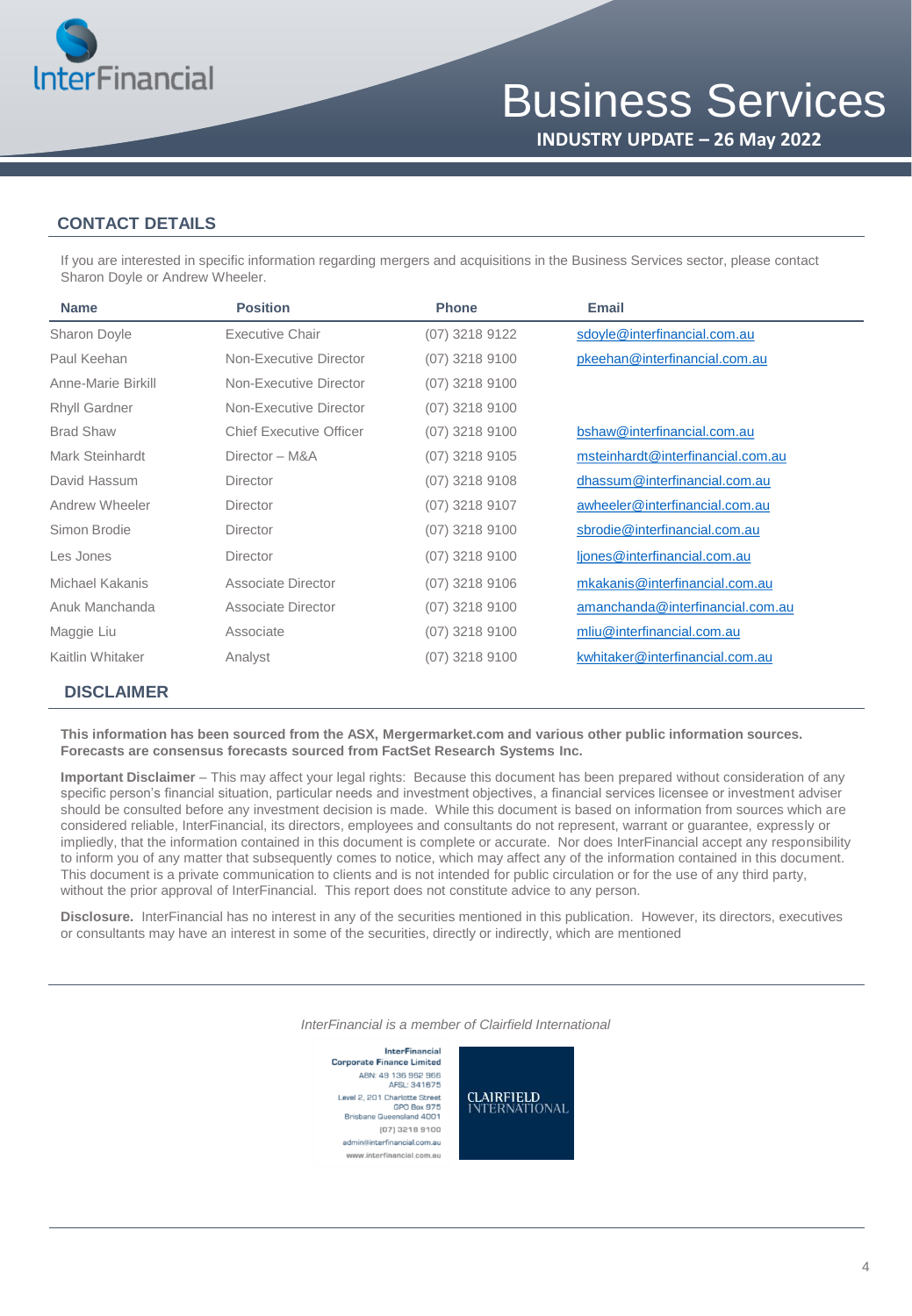## CONTACT DETAILS

If you are interested in specific information regarding mergers and acquisitions in the Business Services sector, please contact Sharon Doyle or Andrew Wheeler.

| Name | Position | Phone | Email |
|---|---|---|---|
| Sharon Doyle | Executive Chair | (07) 3218 9122 | sdoyle@interfinancial.com.au |
| Paul Keehan | Non-Executive Director | (07) 3218 9100 | pkeehan@interfinancial.com.au |
| Anne-Marie Birkill | Non-Executive Director | (07) 3218 9100 | |
| Rhyll Gardner | Non-Executive Director | (07) 3218 9100 | |
| Brad Shaw | Chief Executive Officer | (07) 3218 9100 | bshaw@interfinancial.com.au |
| Mark Steinhardt | Director – M&A | (07) 3218 9105 | msteinhardt@interfinancial.com.au |
| David Hassum | Director | (07) 3218 9108 | dhassum@interfinancial.com.au |
| Andrew Wheeler | Director | (07) 3218 9107 | awheeler@interfinancial.com.au |
| Simon Brodie | Director | (07) 3218 9100 | sbrodie@interfinancial.com.au |
| Les Jones | Director | (07) 3218 9100 | ljones@interfinancial.com.au |
| Michael Kakanis | Associate Director | (07) 3218 9106 | mkakanis@interfinancial.com.au |
| Anuk Manchanda | Associate Director | (07) 3218 9100 | amanchanda@interfinancial.com.au |
| Maggie Liu | Associate | (07) 3218 9100 | mliu@interfinancial.com.au |
| Kaitlin Whitaker | Analyst | (07) 3218 9100 | kwhitaker@interfinancial.com.au |

## DISCLAIMER

**This information has been sourced from the ASX, Mergermarket.com and various other public information sources. Forecasts are consensus forecasts sourced from FactSet Research Systems Inc.**

**Important Disclaimer** – This may affect your legal rights: Because this document has been prepared without consideration of any specific person's financial situation, particular needs and investment objectives, a financial services licensee or investment adviser should be consulted before any investment decision is made. While this document is based on information from sources which are considered reliable, InterFinancial, its directors, employees and consultants do not represent, warrant or guarantee, expressly or impliedly, that the information contained in this document is complete or accurate. Nor does InterFinancial accept any responsibility to inform you of any matter that subsequently comes to notice, which may affect any of the information contained in this document. This document is a private communication to clients and is not intended for public circulation or for the use of any third party, without the prior approval of InterFinancial. This report does not constitute advice to any person.

**Disclosure.** InterFinancial has no interest in any of the securities mentioned in this publication. However, its directors, executives or consultants may have an interest in some of the securities, directly or indirectly, which are mentioned

*InterFinancial is a member of Clairfield International*

**InterFinancial Corporate Finance Limited**
ABN: 49 136 962 966
AFSL: 341675
Level 2, 201 Charlotte Street
GPO Box 975
Brisbane Queensland 4001
(07) 3218 9100
admin@interfinancial.com.au
www.interfinancial.com.au

CLAIRFIELD INTERNATIONAL